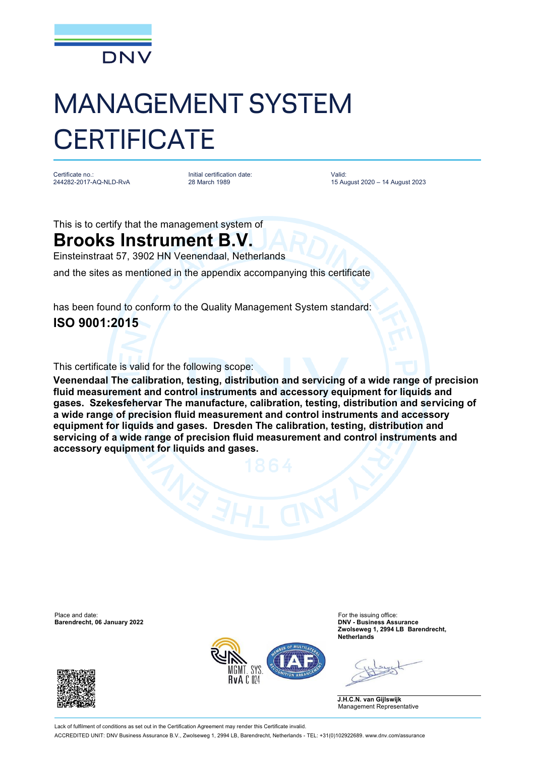DNV

# MANAGEMENT SYSTEM CERTIFICATE

| Certificate no.: | Initial certification date: | Valid: |
| --- | --- | --- |
| 244282-2017-AQ-NLD-RvA | 28 March 1989 | 15 August 2020 – 14 August 2023 |

This is to certify that the management system of

## Brooks Instrument B.V.

Einsteinstraat 57, 3902 HN Veenendaal, Netherlands

and the sites as mentioned in the appendix accompanying this certificate

has been found to conform to the Quality Management System standard:

## ISO 9001:2015

This certificate is valid for the following scope:

**Veenendaal The calibration, testing, distribution and servicing of a wide range of precision fluid measurement and control instruments and accessory equipment for liquids and gases. Szekesfehervar The manufacture, calibration, testing, distribution and servicing of a wide range of precision fluid measurement and control instruments and accessory equipment for liquids and gases. Dresden The calibration, testing, distribution and servicing of a wide range of precision fluid measurement and control instruments and accessory equipment for liquids and gases.**

Place and date:
**Barendrecht, 06 January 2022**

For the issuing office:
**DNV - Business Assurance**
**Zwolseweg 1, 2994 LB Barendrecht, Netherlands**

MGMT. SYS.
RvA C 024

**J.H.C.N. van Gijlswijk**
Management Representative

Lack of fulfilment of conditions as set out in the Certification Agreement may render this Certificate invalid.

ACCREDITED UNIT: DNV Business Assurance B.V., Zwolseweg 1, 2994 LB, Barendrecht, Netherlands - TEL: +31(0)102922689. www.dnv.com/assurance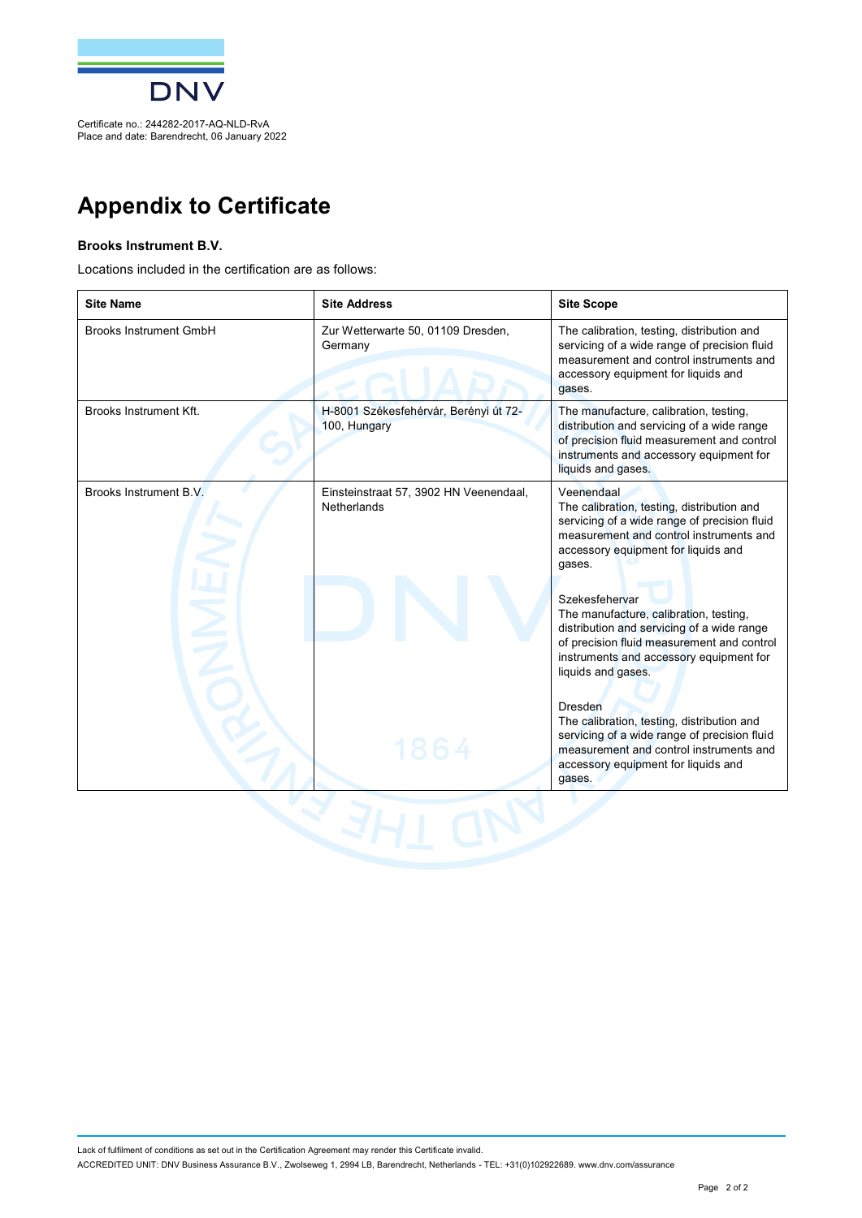Certificate no.: 244282-2017-AQ-NLD-RvA
Place and date: Barendrecht, 06 January 2022

# Appendix to Certificate

**Brooks Instrument B.V.**

Locations included in the certification are as follows:

| Site Name | Site Address | Site Scope |
|---|---|---|
| Brooks Instrument GmbH | Zur Wetterwarte 50, 01109 Dresden, Germany | The calibration, testing, distribution and servicing of a wide range of precision fluid measurement and control instruments and accessory equipment for liquids and gases. |
| Brooks Instrument Kft. | H-8001 Székesfehérvár, Berényi út 72-100, Hungary | The manufacture, calibration, testing, distribution and servicing of a wide range of precision fluid measurement and control instruments and accessory equipment for liquids and gases. |
| Brooks Instrument B.V. | Einsteinstraat 57, 3902 HN Veenendaal, Netherlands | Veenendaal<br>The calibration, testing, distribution and servicing of a wide range of precision fluid measurement and control instruments and accessory equipment for liquids and gases.<br><br>Szekesfehervar<br>The manufacture, calibration, testing, distribution and servicing of a wide range of precision fluid measurement and control instruments and accessory equipment for liquids and gases.<br><br>Dresden<br>The calibration, testing, distribution and servicing of a wide range of precision fluid measurement and control instruments and accessory equipment for liquids and gases. |

Lack of fulfilment of conditions as set out in the Certification Agreement may render this Certificate invalid.

ACCREDITED UNIT: DNV Business Assurance B.V., Zwolseweg 1, 2994 LB, Barendrecht, Netherlands - TEL: +31(0)102922689. www.dnv.com/assurance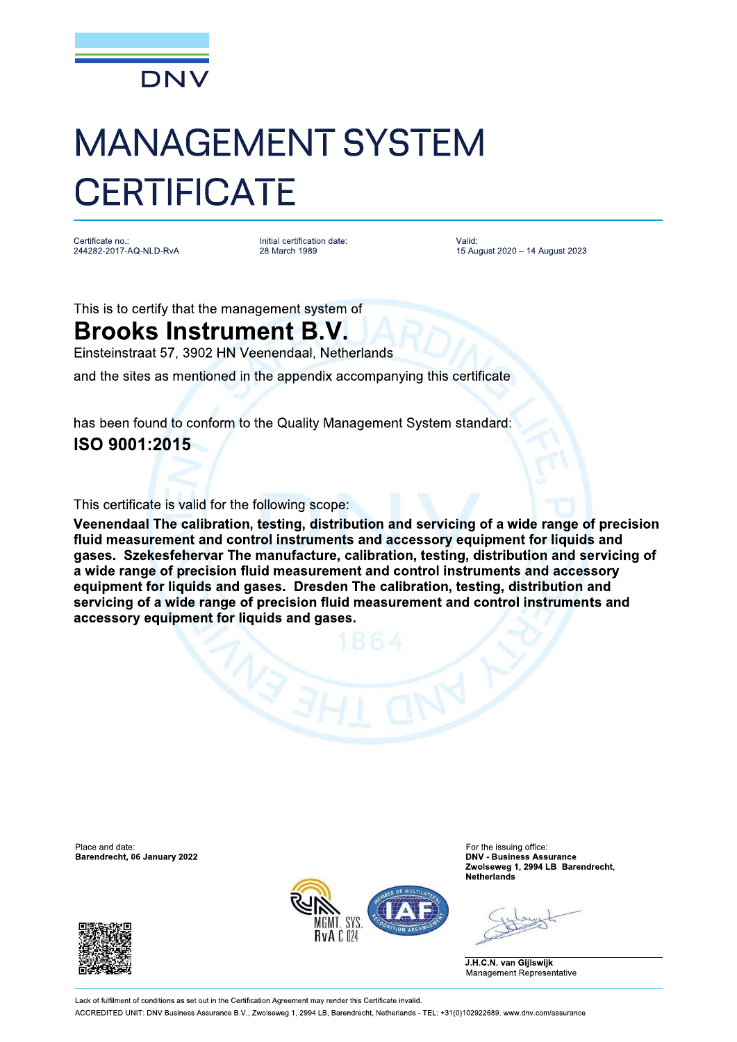DNV

# MANAGEMENT SYSTEM CERTIFICATE

| Certificate no.: | Initial certification date: | Valid: |
| --- | --- | --- |
| 244282-2017-AQ-NLD-RvA | 28 March 1989 | 15 August 2020 – 14 August 2023 |

This is to certify that the management system of

## Brooks Instrument B.V.

Einsteinstraat 57, 3902 HN Veenendaal, Netherlands

and the sites as mentioned in the appendix accompanying this certificate

has been found to conform to the Quality Management System standard:

**ISO 9001:2015**

This certificate is valid for the following scope:

**Veenendaal The calibration, testing, distribution and servicing of a wide range of precision fluid measurement and control instruments and accessory equipment for liquids and gases. Szekesfehervar The manufacture, calibration, testing, distribution and servicing of a wide range of precision fluid measurement and control instruments and accessory equipment for liquids and gases. Dresden The calibration, testing, distribution and servicing of a wide range of precision fluid measurement and control instruments and accessory equipment for liquids and gases.**

Place and date:
**Barendrecht, 06 January 2022**

For the issuing office:
**DNV - Business Assurance**
**Zwolseweg 1, 2994 LB Barendrecht, Netherlands**

MGMT. SYS. RvA C 024

**J.H.C.N. van Gijlswijk**
Management Representative

Lack of fulfilment of conditions as set out in the Certification Agreement may render this Certificate invalid.

ACCREDITED UNIT: DNV Business Assurance B.V., Zwolseweg 1, 2994 LB, Barendrecht, Netherlands - TEL: +31(0)102922689. www.dnv.com/assurance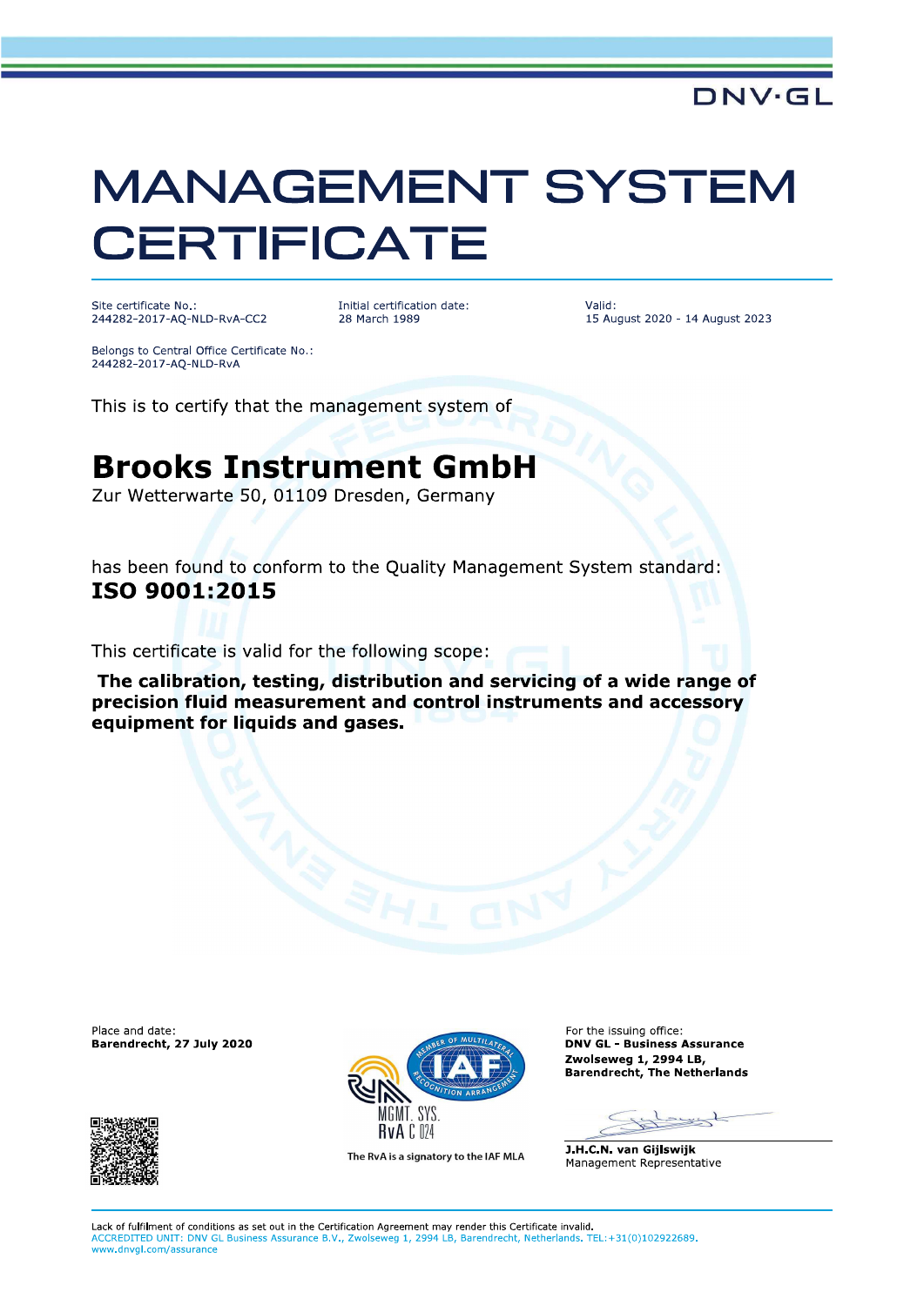DNV·GL

# MANAGEMENT SYSTEM CERTIFICATE

Site certificate No.:
244282-2017-AQ-NLD-RvA-CC2

Initial certification date:
28 March 1989

Valid:
15 August 2020 - 14 August 2023

Belongs to Central Office Certificate No.:
244282-2017-AQ-NLD-RvA

This is to certify that the management system of

## Brooks Instrument GmbH

Zur Wetterwarte 50, 01109 Dresden, Germany

has been found to conform to the Quality Management System standard:
**ISO 9001:2015**

This certificate is valid for the following scope:

**The calibration, testing, distribution and servicing of a wide range of precision fluid measurement and control instruments and accessory equipment for liquids and gases.**

Place and date:
**Barendrecht, 27 July 2020**

MGMT. SYS.
RvA C 024

The RvA is a signatory to the IAF MLA

For the issuing office:
**DNV GL - Business Assurance**
**Zwolseweg 1, 2994 LB,**
**Barendrecht, The Netherlands**

**J.H.C.N. van Gijlswijk**
Management Representative

Lack of fulfilment of conditions as set out in the Certification Agreement may render this Certificate invalid.
ACCREDITED UNIT: DNV GL Business Assurance B.V., Zwolseweg 1, 2994 LB, Barendrecht, Netherlands. TEL:+31(0)102922689.
www.dnvgl.com/assurance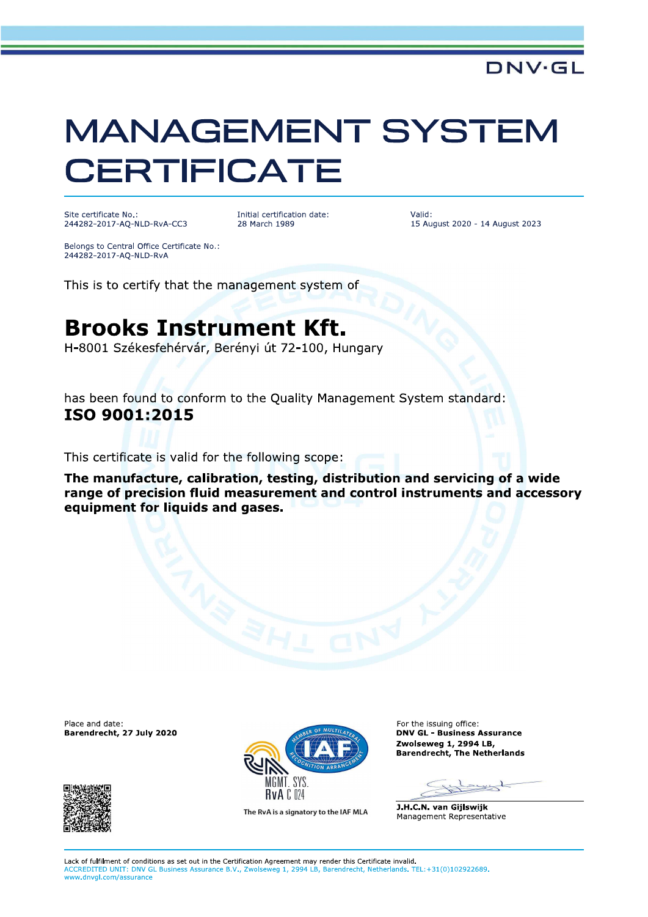DNV·GL

# MANAGEMENT SYSTEM CERTIFICATE

Site certificate No.:
244282-2017-AQ-NLD-RvA-CC3

Initial certification date:
28 March 1989

Valid:
15 August 2020 - 14 August 2023

Belongs to Central Office Certificate No.:
244282-2017-AQ-NLD-RvA

This is to certify that the management system of

## Brooks Instrument Kft.

H-8001 Székesfehérvár, Berényi út 72-100, Hungary

has been found to conform to the Quality Management System standard:

**ISO 9001:2015**

This certificate is valid for the following scope:

**The manufacture, calibration, testing, distribution and servicing of a wide range of precision fluid measurement and control instruments and accessory equipment for liquids and gases.**

Place and date:
**Barendrecht, 27 July 2020**

MGMT. SYS.
RvA C 024

The RvA is a signatory to the IAF MLA

For the issuing office:
**DNV GL - Business Assurance**
**Zwolseweg 1, 2994 LB,**
**Barendrecht, The Netherlands**

**J.H.C.N. van Gijlswijk**
Management Representative

Lack of fulfilment of conditions as set out in the Certification Agreement may render this Certificate invalid.
ACCREDITED UNIT: DNV GL Business Assurance B.V., Zwolseweg 1, 2994 LB, Barendrecht, Netherlands. TEL:+31(0)102922689.
www.dnvgl.com/assurance